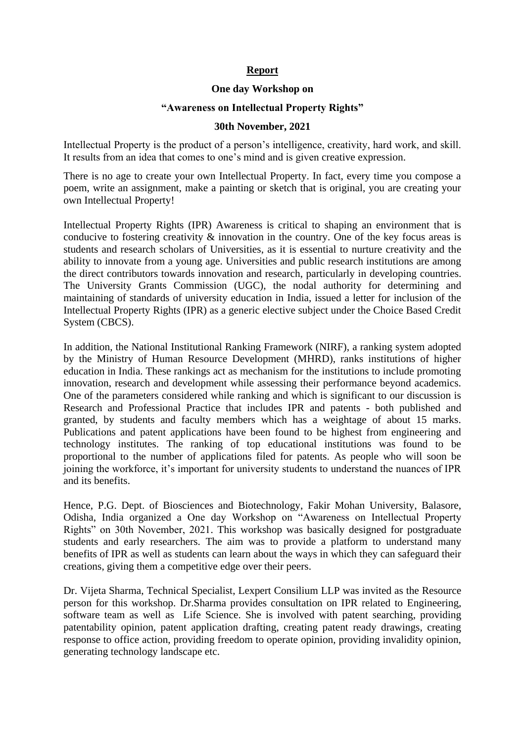**Report**

**One day Workshop on**

**"Awareness on Intellectual Property Rights"**

**30th November, 2021**

Intellectual Property is the product of a person's intelligence, creativity, hard work, and skill. It results from an idea that comes to one's mind and is given creative expression.

There is no age to create your own Intellectual Property. In fact, every time you compose a poem, write an assignment, make a painting or sketch that is original, you are creating your own Intellectual Property!

Intellectual Property Rights (IPR) Awareness is critical to shaping an environment that is conducive to fostering creativity & innovation in the country. One of the key focus areas is students and research scholars of Universities, as it is essential to nurture creativity and the ability to innovate from a young age. Universities and public research institutions are among the direct contributors towards innovation and research, particularly in developing countries. The University Grants Commission (UGC), the nodal authority for determining and maintaining of standards of university education in India, issued a letter for inclusion of the Intellectual Property Rights (IPR) as a generic elective subject under the Choice Based Credit System (CBCS).

In addition, the National Institutional Ranking Framework (NIRF), a ranking system adopted by the Ministry of Human Resource Development (MHRD), ranks institutions of higher education in India. These rankings act as mechanism for the institutions to include promoting innovation, research and development while assessing their performance beyond academics. One of the parameters considered while ranking and which is significant to our discussion is Research and Professional Practice that includes IPR and patents - both published and granted, by students and faculty members which has a weightage of about 15 marks. Publications and patent applications have been found to be highest from engineering and technology institutes. The ranking of top educational institutions was found to be proportional to the number of applications filed for patents. As people who will soon be joining the workforce, it's important for university students to understand the nuances of IPR and its benefits.

Hence, P.G. Dept. of Biosciences and Biotechnology, Fakir Mohan University, Balasore, Odisha, India organized a One day Workshop on "Awareness on Intellectual Property Rights" on 30th November, 2021. This workshop was basically designed for postgraduate students and early researchers. The aim was to provide a platform to understand many benefits of IPR as well as students can learn about the ways in which they can safeguard their creations, giving them a competitive edge over their peers.

Dr. Vijeta Sharma, Technical Specialist, Lexpert Consilium LLP was invited as the Resource person for this workshop. Dr.Sharma provides consultation on IPR related to Engineering, software team as well as Life Science. She is involved with patent searching, providing patentability opinion, patent application drafting, creating patent ready drawings, creating response to office action, providing freedom to operate opinion, providing invalidity opinion, generating technology landscape etc.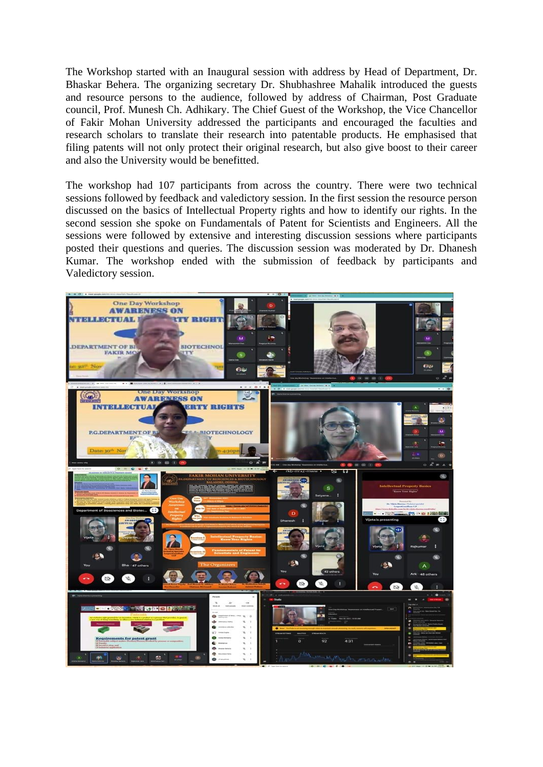The Workshop started with an Inaugural session with address by Head of Department, Dr. Bhaskar Behera. The organizing secretary Dr. Shubhashree Mahalik introduced the guests and resource persons to the audience, followed by address of Chairman, Post Graduate council, Prof. Munesh Ch. Adhikary. The Chief Guest of the Workshop, the Vice Chancellor of Fakir Mohan University addressed the participants and encouraged the faculties and research scholars to translate their research into patentable products. He emphasised that filing patents will not only protect their original research, but also give boost to their career and also the University would be benefitted.

The workshop had 107 participants from across the country. There were two technical sessions followed by feedback and valedictory session. In the first session the resource person discussed on the basics of Intellectual Property rights and how to identify our rights. In the second session she spoke on Fundamentals of Patent for Scientists and Engineers. All the sessions were followed by extensive and interesting discussion sessions where participants posted their questions and queries. The discussion session was moderated by Dr. Dhanesh Kumar. The workshop ended with the submission of feedback by participants and Valedictory session.